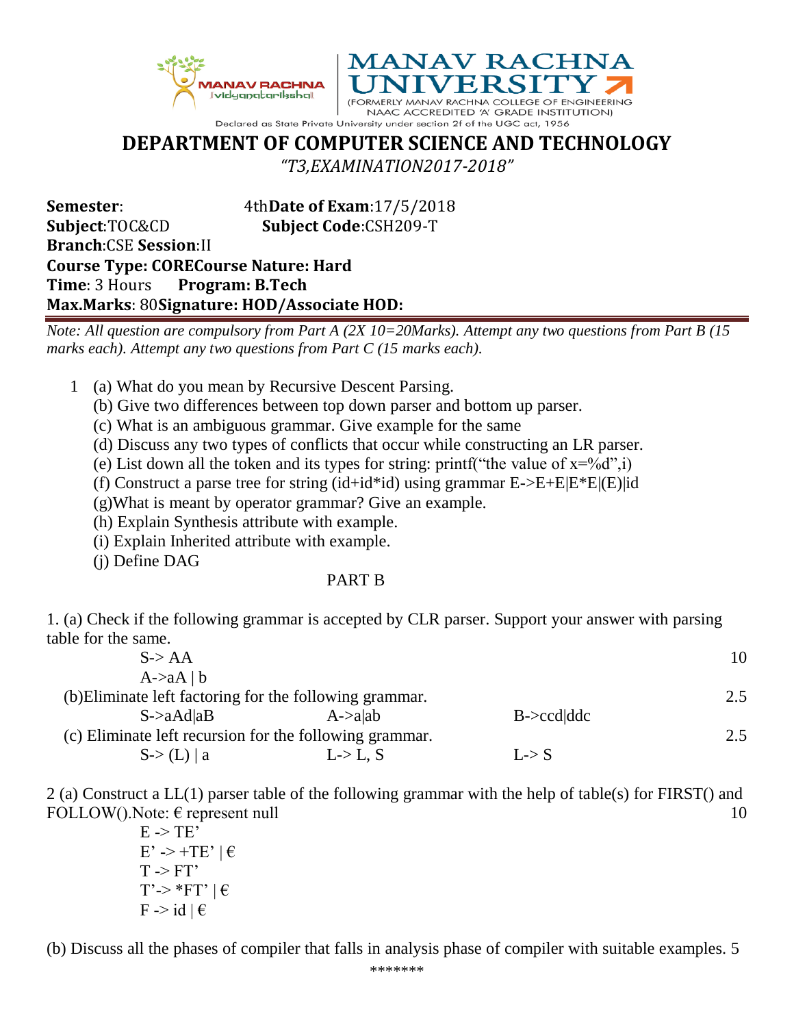MANAV RACHNA UNIVERSITY
(FORMERLY MANAV RACHNA COLLEGE OF ENGINEERING
NAAC ACCREDITED 'A' GRADE INSTITUTION)
Declared as State Private University under section 2f of the UGC act, 1956

# DEPARTMENT OF COMPUTER SCIENCE AND TECHNOLOGY

*"T3,EXAMINATION2017-2018"*

**Semester**: 4th **Date of Exam**:17/5/2018
**Subject**:TOC&CD **Subject Code**:CSH209-T
**Branch**:CSE **Session**:II
**Course Type: CORE Course Nature: Hard**
**Time**: 3 Hours **Program: B.Tech**
**Max.Marks**: 80 **Signature: HOD/Associate HOD:**

*Note: All question are compulsory from Part A (2X 10=20Marks). Attempt any two questions from Part B (15 marks each). Attempt any two questions from Part C (15 marks each).*

1 (a) What do you mean by Recursive Descent Parsing.
(b) Give two differences between top down parser and bottom up parser.
(c) What is an ambiguous grammar. Give example for the same
(d) Discuss any two types of conflicts that occur while constructing an LR parser.
(e) List down all the token and its types for string: printf("the value of x=%d",i)
(f) Construct a parse tree for string (id+id*id) using grammar E->E+E|E*E|(E)|id
(g)What is meant by operator grammar? Give an example.
(h) Explain Synthesis attribute with example.
(i) Explain Inherited attribute with example.
(j) Define DAG

## PART B

1. (a) Check if the following grammar is accepted by CLR parser. Support your answer with parsing table for the same. 10

S-> AA
A->aA | b

(b)Eliminate left factoring for the following grammar. 2.5

S->aAd|aB   A->a|ab   B->ccd|ddc

(c) Eliminate left recursion for the following grammar. 2.5

S-> (L) | a   L-> L, S   L-> S

2 (a) Construct a LL(1) parser table of the following grammar with the help of table(s) for FIRST() and FOLLOW().Note: € represent null 10

E -> TE'
E' -> +TE' | €
T -> FT'
T'-> *FT' | €
F -> id | €

(b) Discuss all the phases of compiler that falls in analysis phase of compiler with suitable examples. 5

*******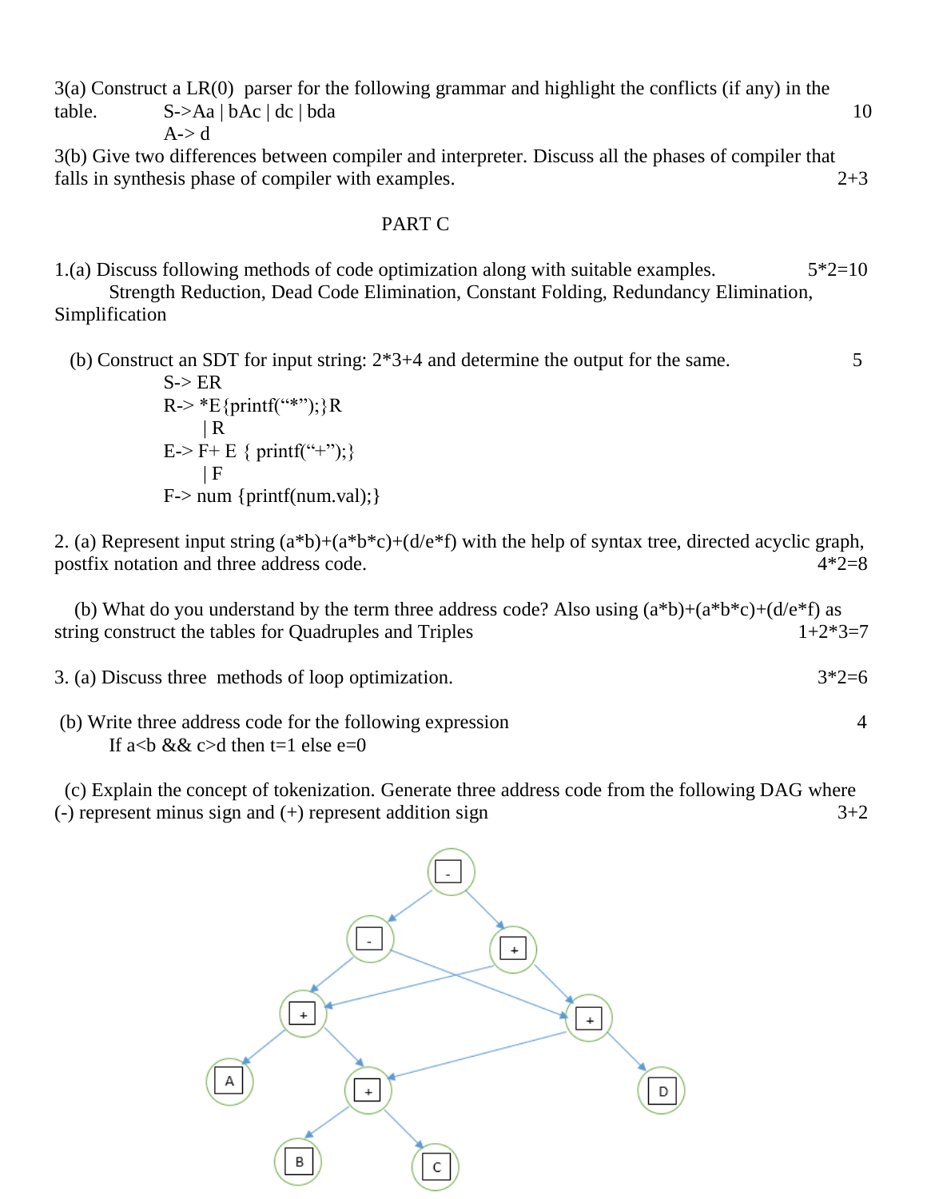3(a) Construct a LR(0) parser for the following grammar and highlight the conflicts (if any) in the table. S->Aa | bAc | dc | bda 10

A-> d

3(b) Give two differences between compiler and interpreter. Discuss all the phases of compiler that falls in synthesis phase of compiler with examples. 2+3

PART C

1.(a) Discuss following methods of code optimization along with suitable examples. 5*2=10

Strength Reduction, Dead Code Elimination, Constant Folding, Redundancy Elimination, Simplification

(b) Construct an SDT for input string: 2*3+4 and determine the output for the same. 5

```
S-> ER
R-> *E{printf("*");}R
    | R
E-> F+ E { printf("+");}
    | F
F-> num {printf(num.val);}
```

2. (a) Represent input string (a*b)+(a*b*c)+(d/e*f) with the help of syntax tree, directed acyclic graph, postfix notation and three address code. 4*2=8

(b) What do you understand by the term three address code? Also using (a*b)+(a*b*c)+(d/e*f) as string construct the tables for Quadruples and Triples 1+2*3=7

3. (a) Discuss three methods of loop optimization. 3*2=6

(b) Write three address code for the following expression 4

If a<b && c>d then t=1 else e=0

(c) Explain the concept of tokenization. Generate three address code from the following DAG where (-) represent minus sign and (+) represent addition sign 3+2

-

-

+

+

+

A

+

D

B

C